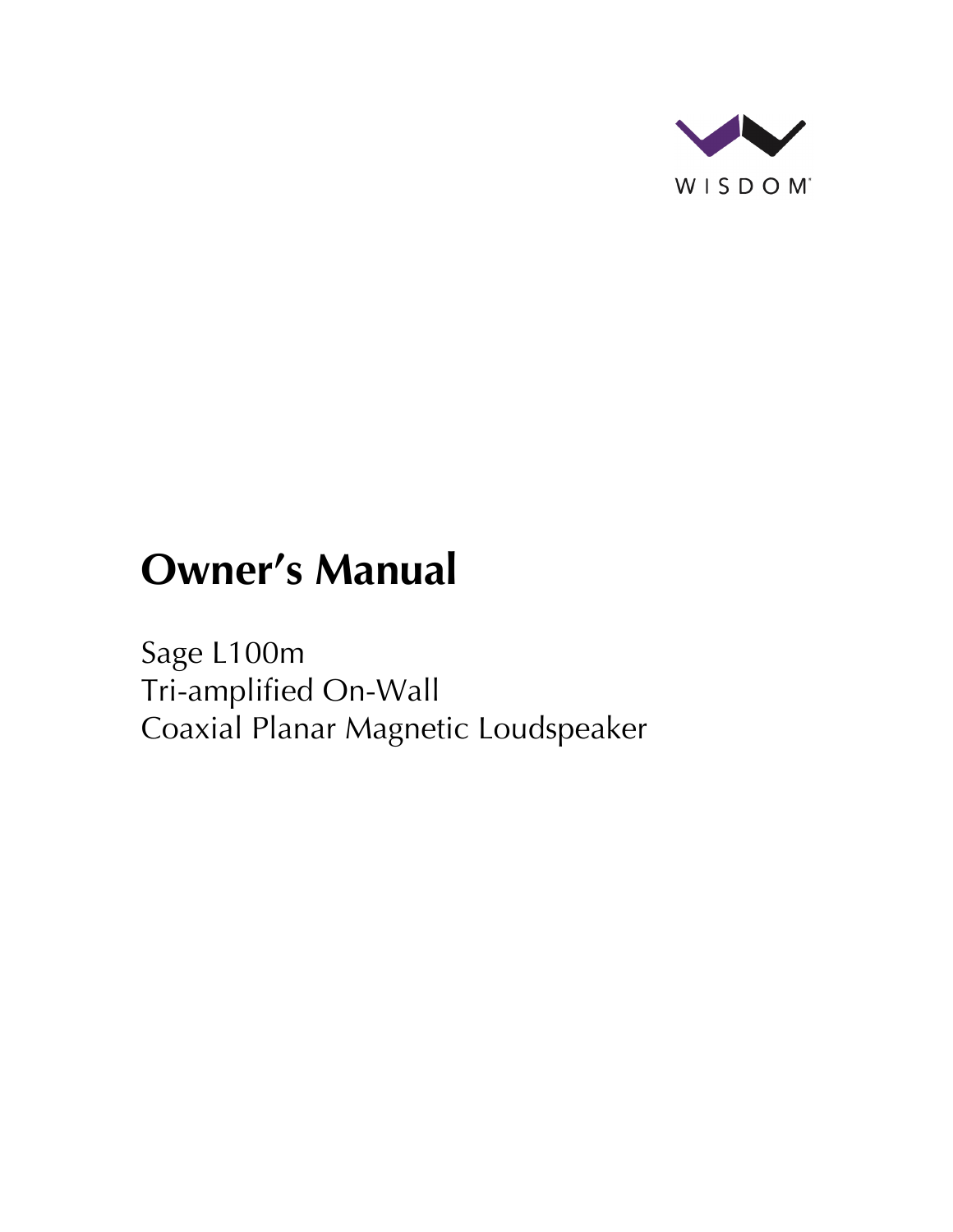WISDOM

# Owner's Manual

Sage L100m
Tri-amplified On-Wall
Coaxial Planar Magnetic Loudspeaker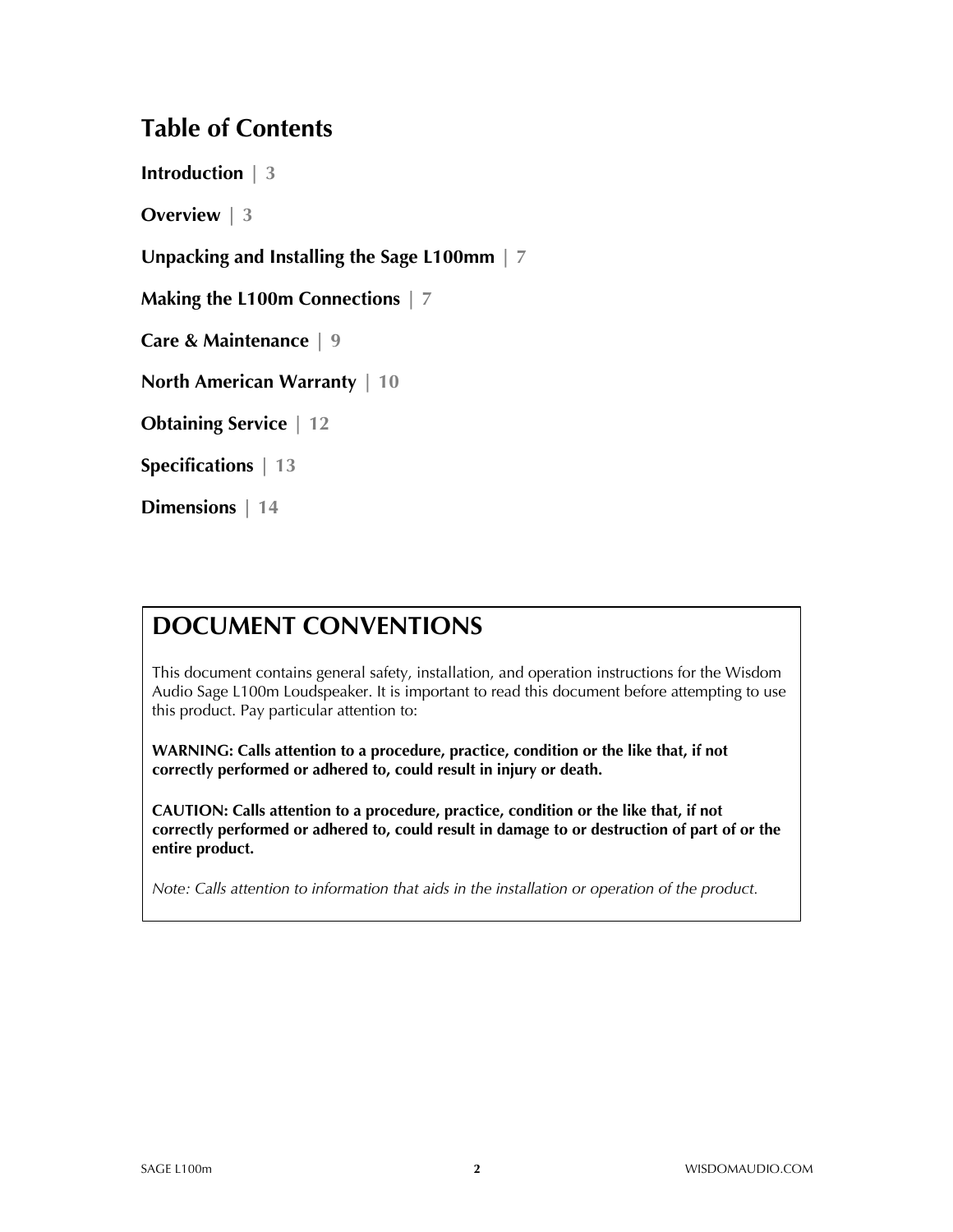# Table of Contents

**Introduction | 3**

**Overview | 3**

**Unpacking and Installing the Sage L100mm | 7**

**Making the L100m Connections | 7**

**Care & Maintenance | 9**

**North American Warranty | 10**

**Obtaining Service | 12**

**Specifications | 13**

**Dimensions | 14**

## DOCUMENT CONVENTIONS

This document contains general safety, installation, and operation instructions for the Wisdom Audio Sage L100m Loudspeaker. It is important to read this document before attempting to use this product. Pay particular attention to:

**WARNING: Calls attention to a procedure, practice, condition or the like that, if not correctly performed or adhered to, could result in injury or death.**

**CAUTION: Calls attention to a procedure, practice, condition or the like that, if not correctly performed or adhered to, could result in damage to or destruction of part of or the entire product.**

*Note: Calls attention to information that aids in the installation or operation of the product.*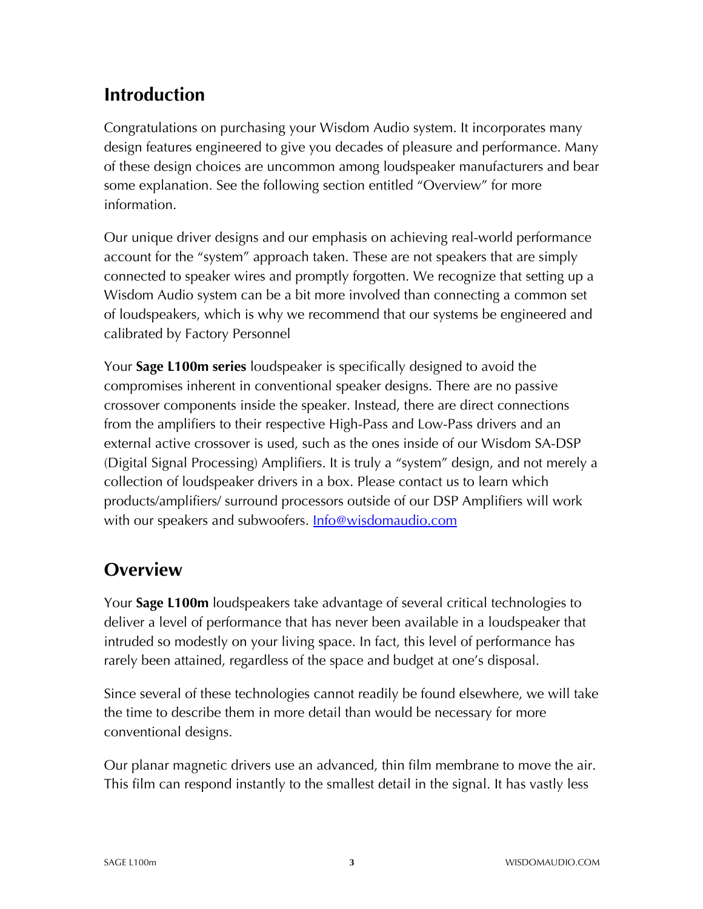## Introduction

Congratulations on purchasing your Wisdom Audio system. It incorporates many design features engineered to give you decades of pleasure and performance. Many of these design choices are uncommon among loudspeaker manufacturers and bear some explanation. See the following section entitled "Overview" for more information.

Our unique driver designs and our emphasis on achieving real-world performance account for the "system" approach taken. These are not speakers that are simply connected to speaker wires and promptly forgotten. We recognize that setting up a Wisdom Audio system can be a bit more involved than connecting a common set of loudspeakers, which is why we recommend that our systems be engineered and calibrated by Factory Personnel

Your **Sage L100m series** loudspeaker is specifically designed to avoid the compromises inherent in conventional speaker designs. There are no passive crossover components inside the speaker. Instead, there are direct connections from the amplifiers to their respective High-Pass and Low-Pass drivers and an external active crossover is used, such as the ones inside of our Wisdom SA-DSP (Digital Signal Processing) Amplifiers. It is truly a "system" design, and not merely a collection of loudspeaker drivers in a box. Please contact us to learn which products/amplifiers/ surround processors outside of our DSP Amplifiers will work with our speakers and subwoofers. Info@wisdomaudio.com

## Overview

Your **Sage L100m** loudspeakers take advantage of several critical technologies to deliver a level of performance that has never been available in a loudspeaker that intruded so modestly on your living space. In fact, this level of performance has rarely been attained, regardless of the space and budget at one's disposal.

Since several of these technologies cannot readily be found elsewhere, we will take the time to describe them in more detail than would be necessary for more conventional designs.

Our planar magnetic drivers use an advanced, thin film membrane to move the air. This film can respond instantly to the smallest detail in the signal. It has vastly less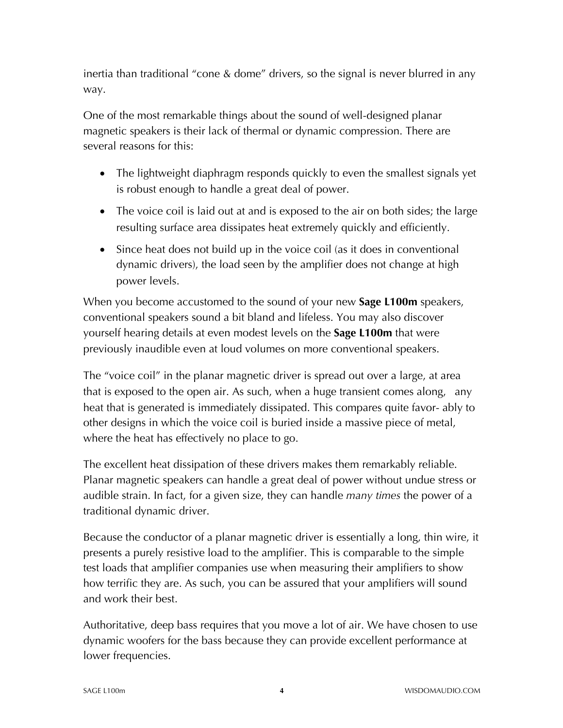inertia than traditional “cone & dome” drivers, so the signal is never blurred in any way.

One of the most remarkable things about the sound of well-designed planar magnetic speakers is their lack of thermal or dynamic compression. There are several reasons for this:

- The lightweight diaphragm responds quickly to even the smallest signals yet is robust enough to handle a great deal of power.
- The voice coil is laid out at and is exposed to the air on both sides; the large resulting surface area dissipates heat extremely quickly and efficiently.
- Since heat does not build up in the voice coil (as it does in conventional dynamic drivers), the load seen by the amplifier does not change at high power levels.

When you become accustomed to the sound of your new **Sage L100m** speakers, conventional speakers sound a bit bland and lifeless. You may also discover yourself hearing details at even modest levels on the **Sage L100m** that were previously inaudible even at loud volumes on more conventional speakers.

The “voice coil” in the planar magnetic driver is spread out over a large, at area that is exposed to the open air. As such, when a huge transient comes along, any heat that is generated is immediately dissipated. This compares quite favor- ably to other designs in which the voice coil is buried inside a massive piece of metal, where the heat has effectively no place to go.

The excellent heat dissipation of these drivers makes them remarkably reliable. Planar magnetic speakers can handle a great deal of power without undue stress or audible strain. In fact, for a given size, they can handle *many times* the power of a traditional dynamic driver.

Because the conductor of a planar magnetic driver is essentially a long, thin wire, it presents a purely resistive load to the amplifier. This is comparable to the simple test loads that amplifier companies use when measuring their amplifiers to show how terrific they are. As such, you can be assured that your amplifiers will sound and work their best.

Authoritative, deep bass requires that you move a lot of air. We have chosen to use dynamic woofers for the bass because they can provide excellent performance at lower frequencies.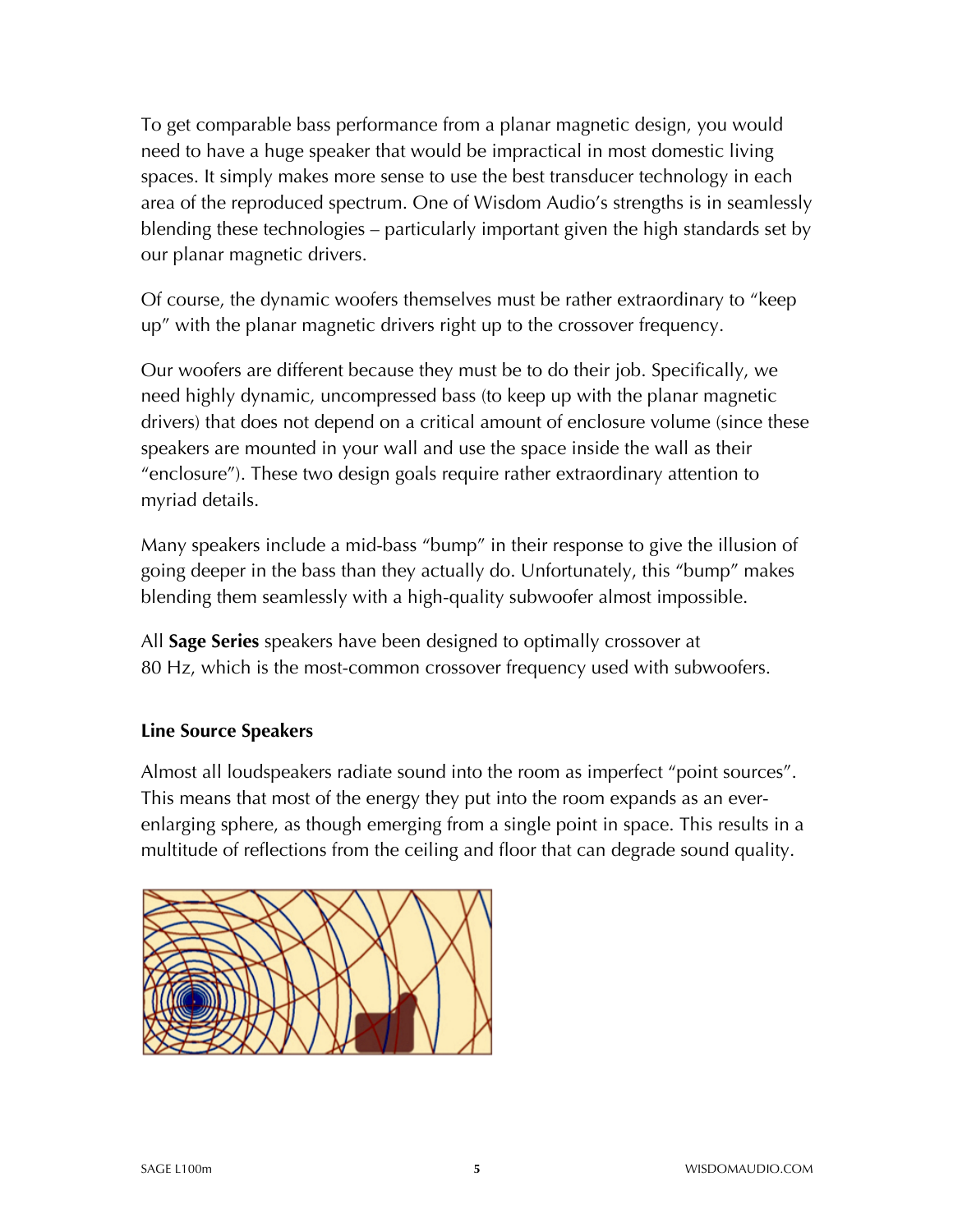To get comparable bass performance from a planar magnetic design, you would need to have a huge speaker that would be impractical in most domestic living spaces. It simply makes more sense to use the best transducer technology in each area of the reproduced spectrum. One of Wisdom Audio's strengths is in seamlessly blending these technologies – particularly important given the high standards set by our planar magnetic drivers.

Of course, the dynamic woofers themselves must be rather extraordinary to "keep up" with the planar magnetic drivers right up to the crossover frequency.

Our woofers are different because they must be to do their job. Specifically, we need highly dynamic, uncompressed bass (to keep up with the planar magnetic drivers) that does not depend on a critical amount of enclosure volume (since these speakers are mounted in your wall and use the space inside the wall as their "enclosure"). These two design goals require rather extraordinary attention to myriad details.

Many speakers include a mid-bass "bump" in their response to give the illusion of going deeper in the bass than they actually do. Unfortunately, this "bump" makes blending them seamlessly with a high-quality subwoofer almost impossible.

All **Sage Series** speakers have been designed to optimally crossover at 80 Hz, which is the most-common crossover frequency used with subwoofers.

### Line Source Speakers

Almost all loudspeakers radiate sound into the room as imperfect "point sources". This means that most of the energy they put into the room expands as an ever-enlarging sphere, as though emerging from a single point in space. This results in a multitude of reflections from the ceiling and floor that can degrade sound quality.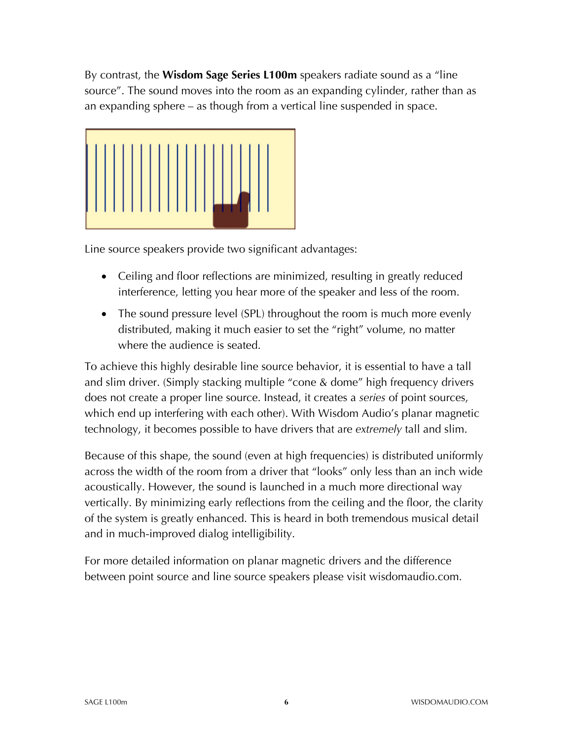By contrast, the **Wisdom Sage Series L100m** speakers radiate sound as a "line source". The sound moves into the room as an expanding cylinder, rather than as an expanding sphere – as though from a vertical line suspended in space.

Line source speakers provide two significant advantages:

- Ceiling and floor reflections are minimized, resulting in greatly reduced interference, letting you hear more of the speaker and less of the room.
- The sound pressure level (SPL) throughout the room is much more evenly distributed, making it much easier to set the "right" volume, no matter where the audience is seated.

To achieve this highly desirable line source behavior, it is essential to have a tall and slim driver. (Simply stacking multiple "cone & dome" high frequency drivers does not create a proper line source. Instead, it creates a *series* of point sources, which end up interfering with each other). With Wisdom Audio's planar magnetic technology, it becomes possible to have drivers that are *extremely* tall and slim.

Because of this shape, the sound (even at high frequencies) is distributed uniformly across the width of the room from a driver that "looks" only less than an inch wide acoustically. However, the sound is launched in a much more directional way vertically. By minimizing early reflections from the ceiling and the floor, the clarity of the system is greatly enhanced. This is heard in both tremendous musical detail and in much-improved dialog intelligibility.

For more detailed information on planar magnetic drivers and the difference between point source and line source speakers please visit wisdomaudio.com.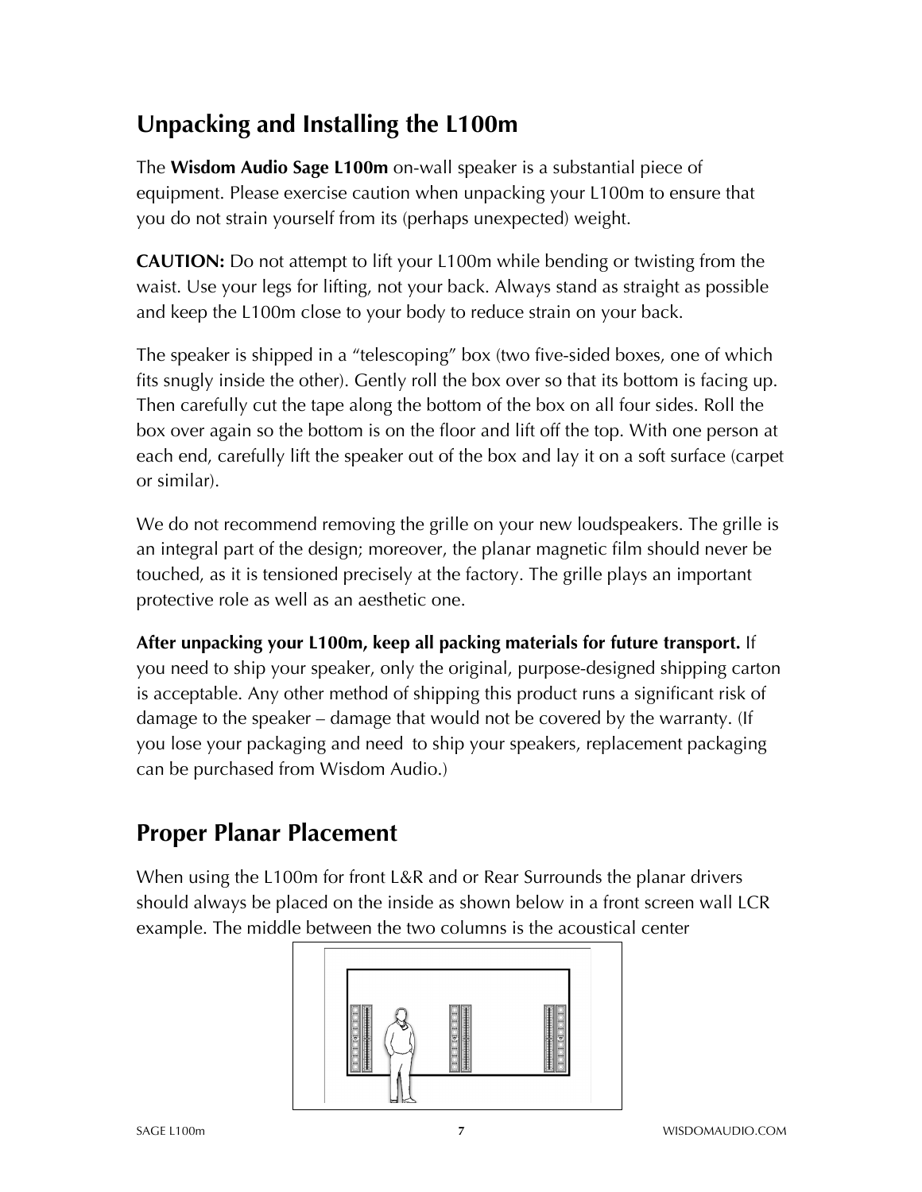## Unpacking and Installing the L100m

The **Wisdom Audio Sage L100m** on-wall speaker is a substantial piece of equipment. Please exercise caution when unpacking your L100m to ensure that you do not strain yourself from its (perhaps unexpected) weight.

**CAUTION:** Do not attempt to lift your L100m while bending or twisting from the waist. Use your legs for lifting, not your back. Always stand as straight as possible and keep the L100m close to your body to reduce strain on your back.

The speaker is shipped in a “telescoping” box (two five-sided boxes, one of which fits snugly inside the other). Gently roll the box over so that its bottom is facing up. Then carefully cut the tape along the bottom of the box on all four sides. Roll the box over again so the bottom is on the floor and lift off the top. With one person at each end, carefully lift the speaker out of the box and lay it on a soft surface (carpet or similar).

We do not recommend removing the grille on your new loudspeakers. The grille is an integral part of the design; moreover, the planar magnetic film should never be touched, as it is tensioned precisely at the factory. The grille plays an important protective role as well as an aesthetic one.

**After unpacking your L100m, keep all packing materials for future transport.** If you need to ship your speaker, only the original, purpose-designed shipping carton is acceptable. Any other method of shipping this product runs a significant risk of damage to the speaker – damage that would not be covered by the warranty. (If you lose your packaging and need to ship your speakers, replacement packaging can be purchased from Wisdom Audio.)

## Proper Planar Placement

When using the L100m for front L&R and or Rear Surrounds the planar drivers should always be placed on the inside as shown below in a front screen wall LCR example. The middle between the two columns is the acoustical center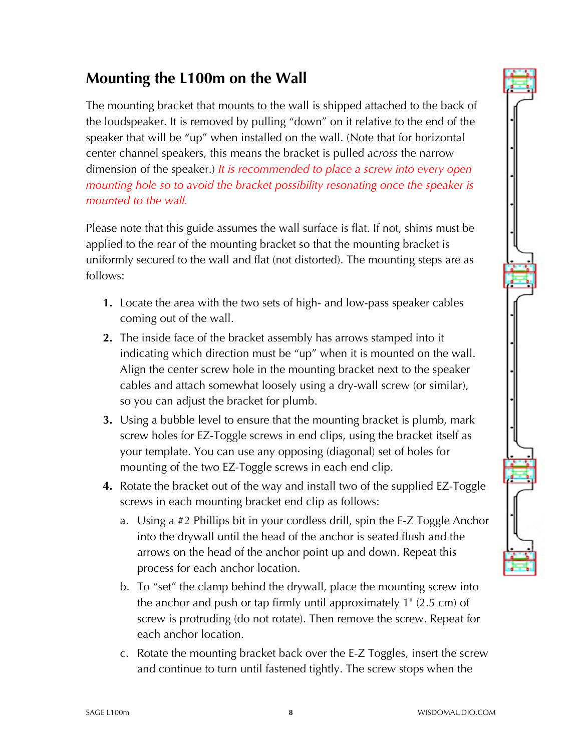## Mounting the L100m on the Wall

The mounting bracket that mounts to the wall is shipped attached to the back of the loudspeaker. It is removed by pulling "down" on it relative to the end of the speaker that will be "up" when installed on the wall. (Note that for horizontal center channel speakers, this means the bracket is pulled *across* the narrow dimension of the speaker.) *It is recommended to place a screw into every open mounting hole so to avoid the bracket possibility resonating once the speaker is mounted to the wall.*

Please note that this guide assumes the wall surface is flat. If not, shims must be applied to the rear of the mounting bracket so that the mounting bracket is uniformly secured to the wall and flat (not distorted). The mounting steps are as follows:

1. Locate the area with the two sets of high- and low-pass speaker cables coming out of the wall.
2. The inside face of the bracket assembly has arrows stamped into it indicating which direction must be "up" when it is mounted on the wall. Align the center screw hole in the mounting bracket next to the speaker cables and attach somewhat loosely using a dry-wall screw (or similar), so you can adjust the bracket for plumb.
3. Using a bubble level to ensure that the mounting bracket is plumb, mark screw holes for EZ-Toggle screws in end clips, using the bracket itself as your template. You can use any opposing (diagonal) set of holes for mounting of the two EZ-Toggle screws in each end clip.
4. Rotate the bracket out of the way and install two of the supplied EZ-Toggle screws in each mounting bracket end clip as follows:
   a. Using a #2 Phillips bit in your cordless drill, spin the E-Z Toggle Anchor into the drywall until the head of the anchor is seated flush and the arrows on the head of the anchor point up and down. Repeat this process for each anchor location.
   b. To "set" the clamp behind the drywall, place the mounting screw into the anchor and push or tap firmly until approximately 1" (2.5 cm) of screw is protruding (do not rotate). Then remove the screw. Repeat for each anchor location.
   c. Rotate the mounting bracket back over the E-Z Toggles, insert the screw and continue to turn until fastened tightly. The screw stops when the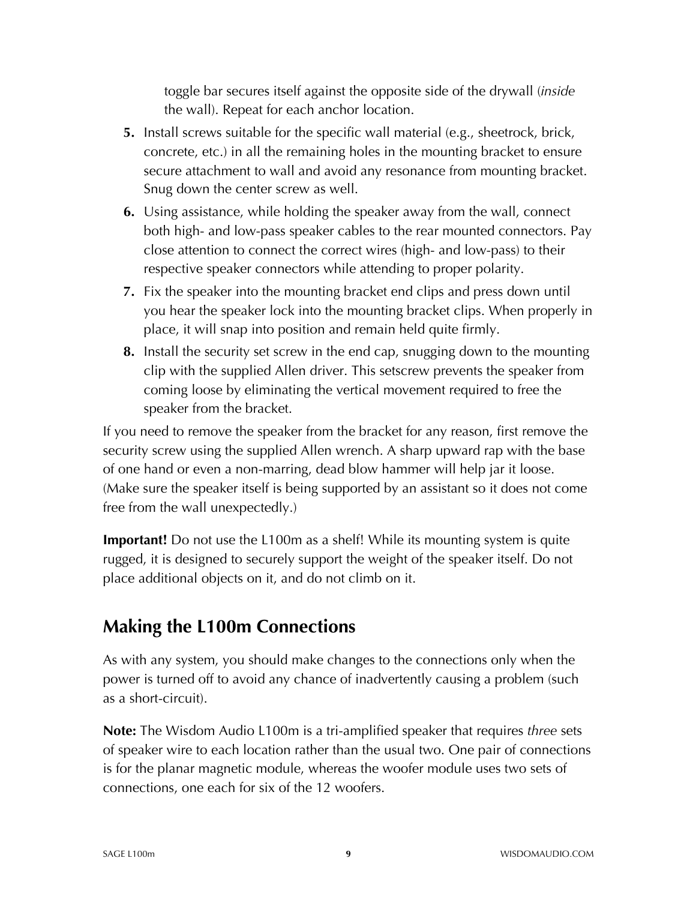toggle bar secures itself against the opposite side of the drywall (*inside* the wall). Repeat for each anchor location.

5. Install screws suitable for the specific wall material (e.g., sheetrock, brick, concrete, etc.) in all the remaining holes in the mounting bracket to ensure secure attachment to wall and avoid any resonance from mounting bracket. Snug down the center screw as well.
6. Using assistance, while holding the speaker away from the wall, connect both high- and low-pass speaker cables to the rear mounted connectors. Pay close attention to connect the correct wires (high- and low-pass) to their respective speaker connectors while attending to proper polarity.
7. Fix the speaker into the mounting bracket end clips and press down until you hear the speaker lock into the mounting bracket clips. When properly in place, it will snap into position and remain held quite firmly.
8. Install the security set screw in the end cap, snugging down to the mounting clip with the supplied Allen driver. This setscrew prevents the speaker from coming loose by eliminating the vertical movement required to free the speaker from the bracket.

If you need to remove the speaker from the bracket for any reason, first remove the security screw using the supplied Allen wrench. A sharp upward rap with the base of one hand or even a non-marring, dead blow hammer will help jar it loose. (Make sure the speaker itself is being supported by an assistant so it does not come free from the wall unexpectedly.)

**Important!** Do not use the L100m as a shelf! While its mounting system is quite rugged, it is designed to securely support the weight of the speaker itself. Do not place additional objects on it, and do not climb on it.

## Making the L100m Connections

As with any system, you should make changes to the connections only when the power is turned off to avoid any chance of inadvertently causing a problem (such as a short-circuit).

**Note:** The Wisdom Audio L100m is a tri-amplified speaker that requires *three* sets of speaker wire to each location rather than the usual two. One pair of connections is for the planar magnetic module, whereas the woofer module uses two sets of connections, one each for six of the 12 woofers.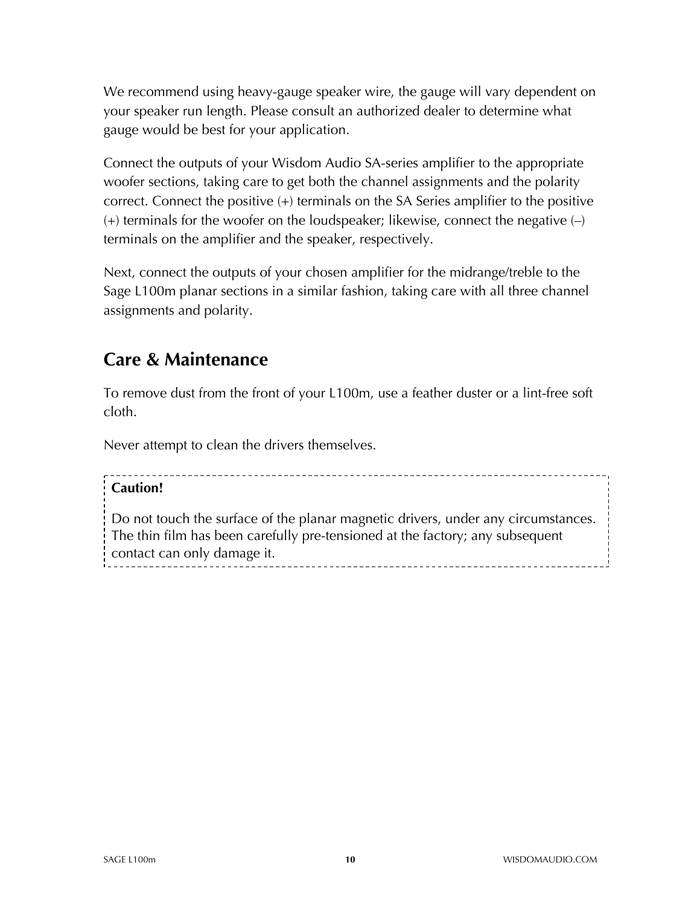We recommend using heavy-gauge speaker wire, the gauge will vary dependent on your speaker run length. Please consult an authorized dealer to determine what gauge would be best for your application.

Connect the outputs of your Wisdom Audio SA-series amplifier to the appropriate woofer sections, taking care to get both the channel assignments and the polarity correct. Connect the positive (+) terminals on the SA Series amplifier to the positive (+) terminals for the woofer on the loudspeaker; likewise, connect the negative (–) terminals on the amplifier and the speaker, respectively.

Next, connect the outputs of your chosen amplifier for the midrange/treble to the Sage L100m planar sections in a similar fashion, taking care with all three channel assignments and polarity.

## Care & Maintenance

To remove dust from the front of your L100m, use a feather duster or a lint-free soft cloth.

Never attempt to clean the drivers themselves.

> **Caution!**
>
> Do not touch the surface of the planar magnetic drivers, under any circumstances. The thin film has been carefully pre-tensioned at the factory; any subsequent contact can only damage it.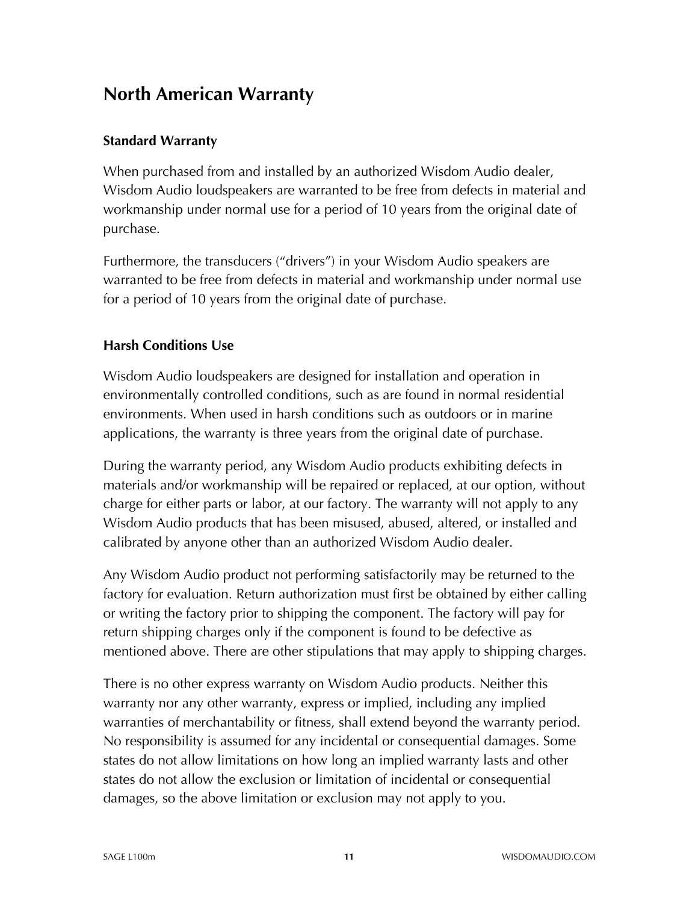# North American Warranty

### Standard Warranty

When purchased from and installed by an authorized Wisdom Audio dealer, Wisdom Audio loudspeakers are warranted to be free from defects in material and workmanship under normal use for a period of 10 years from the original date of purchase.

Furthermore, the transducers (“drivers”) in your Wisdom Audio speakers are warranted to be free from defects in material and workmanship under normal use for a period of 10 years from the original date of purchase.

### Harsh Conditions Use

Wisdom Audio loudspeakers are designed for installation and operation in environmentally controlled conditions, such as are found in normal residential environments. When used in harsh conditions such as outdoors or in marine applications, the warranty is three years from the original date of purchase.

During the warranty period, any Wisdom Audio products exhibiting defects in materials and/or workmanship will be repaired or replaced, at our option, without charge for either parts or labor, at our factory. The warranty will not apply to any Wisdom Audio products that has been misused, abused, altered, or installed and calibrated by anyone other than an authorized Wisdom Audio dealer.

Any Wisdom Audio product not performing satisfactorily may be returned to the factory for evaluation. Return authorization must first be obtained by either calling or writing the factory prior to shipping the component. The factory will pay for return shipping charges only if the component is found to be defective as mentioned above. There are other stipulations that may apply to shipping charges.

There is no other express warranty on Wisdom Audio products. Neither this warranty nor any other warranty, express or implied, including any implied warranties of merchantability or fitness, shall extend beyond the warranty period. No responsibility is assumed for any incidental or consequential damages. Some states do not allow limitations on how long an implied warranty lasts and other states do not allow the exclusion or limitation of incidental or consequential damages, so the above limitation or exclusion may not apply to you.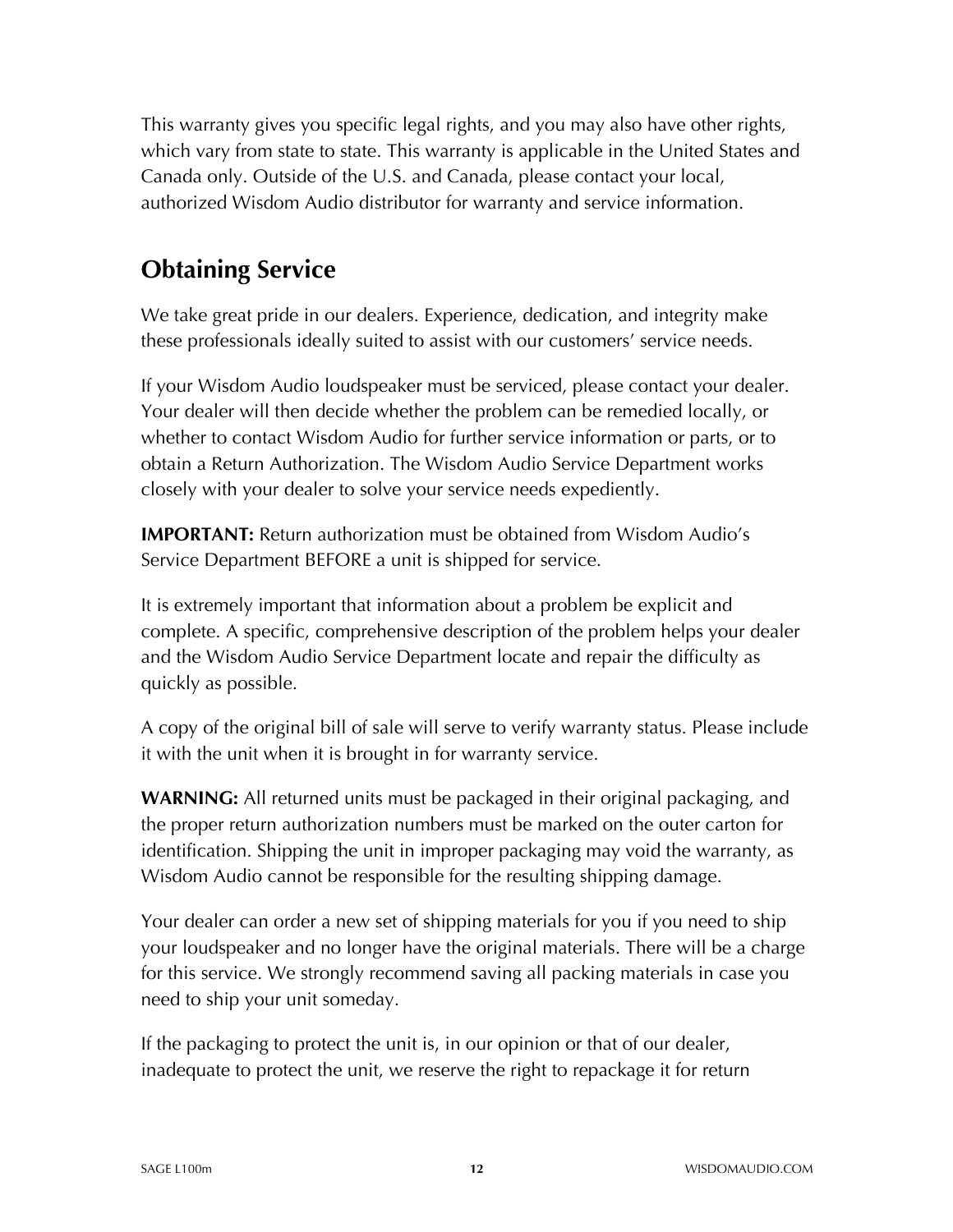This warranty gives you specific legal rights, and you may also have other rights, which vary from state to state. This warranty is applicable in the United States and Canada only. Outside of the U.S. and Canada, please contact your local, authorized Wisdom Audio distributor for warranty and service information.

## Obtaining Service

We take great pride in our dealers. Experience, dedication, and integrity make these professionals ideally suited to assist with our customers' service needs.

If your Wisdom Audio loudspeaker must be serviced, please contact your dealer. Your dealer will then decide whether the problem can be remedied locally, or whether to contact Wisdom Audio for further service information or parts, or to obtain a Return Authorization. The Wisdom Audio Service Department works closely with your dealer to solve your service needs expediently.

**IMPORTANT:** Return authorization must be obtained from Wisdom Audio's Service Department BEFORE a unit is shipped for service.

It is extremely important that information about a problem be explicit and complete. A specific, comprehensive description of the problem helps your dealer and the Wisdom Audio Service Department locate and repair the difficulty as quickly as possible.

A copy of the original bill of sale will serve to verify warranty status. Please include it with the unit when it is brought in for warranty service.

**WARNING:** All returned units must be packaged in their original packaging, and the proper return authorization numbers must be marked on the outer carton for identification. Shipping the unit in improper packaging may void the warranty, as Wisdom Audio cannot be responsible for the resulting shipping damage.

Your dealer can order a new set of shipping materials for you if you need to ship your loudspeaker and no longer have the original materials. There will be a charge for this service. We strongly recommend saving all packing materials in case you need to ship your unit someday.

If the packaging to protect the unit is, in our opinion or that of our dealer, inadequate to protect the unit, we reserve the right to repackage it for return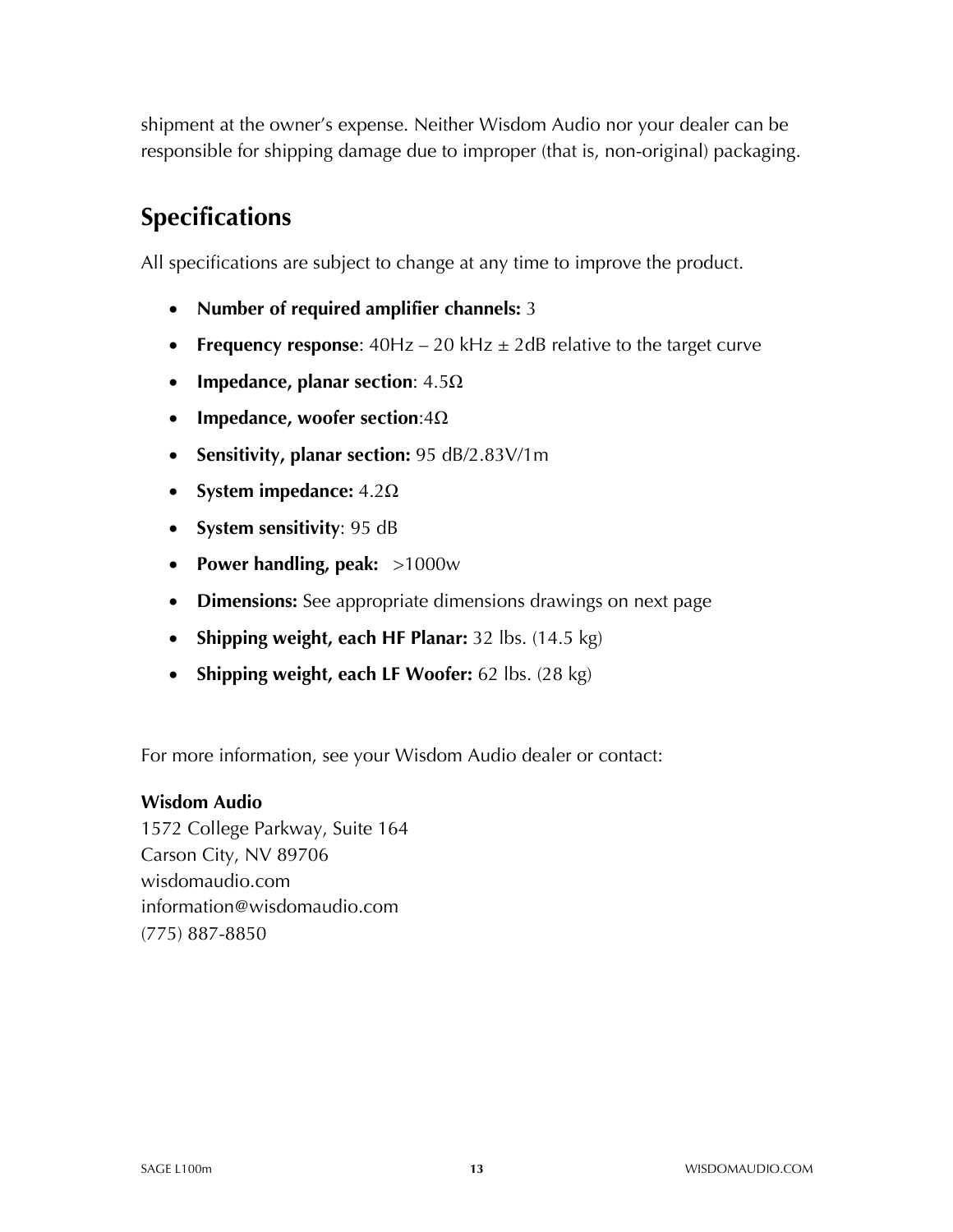shipment at the owner's expense. Neither Wisdom Audio nor your dealer can be responsible for shipping damage due to improper (that is, non-original) packaging.

## Specifications

All specifications are subject to change at any time to improve the product.

- **Number of required amplifier channels:** 3
- **Frequency response**: 40Hz – 20 kHz ± 2dB relative to the target curve
- **Impedance, planar section**: 4.5Ω
- **Impedance, woofer section**:4Ω
- **Sensitivity, planar section:** 95 dB/2.83V/1m
- **System impedance:** 4.2Ω
- **System sensitivity**: 95 dB
- **Power handling, peak:** >1000w
- **Dimensions:** See appropriate dimensions drawings on next page
- **Shipping weight, each HF Planar:** 32 lbs. (14.5 kg)
- **Shipping weight, each LF Woofer:** 62 lbs. (28 kg)

For more information, see your Wisdom Audio dealer or contact:

**Wisdom Audio**
1572 College Parkway, Suite 164
Carson City, NV 89706
wisdomaudio.com
information@wisdomaudio.com
(775) 887-8850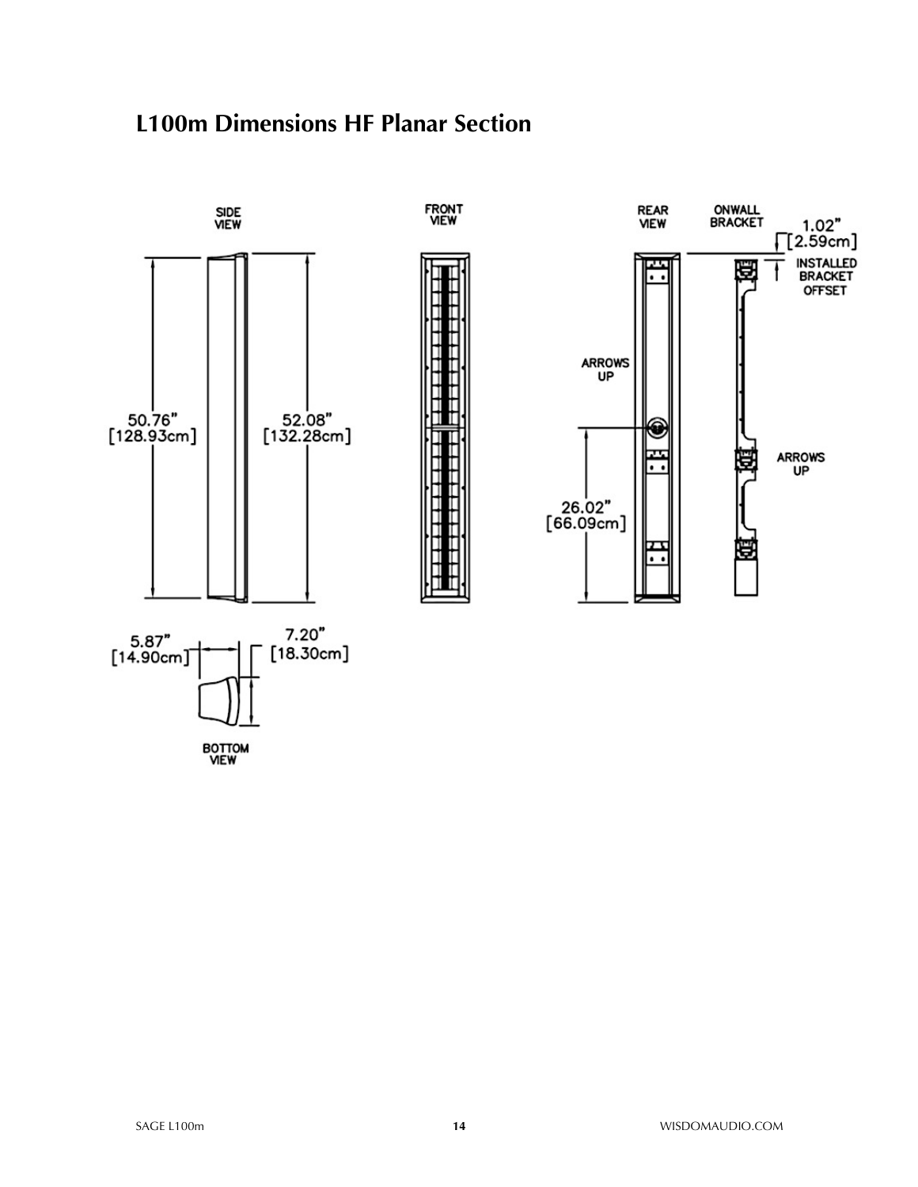## L100m Dimensions HF Planar Section

SIDE VIEW

50.76" [128.93cm]

52.08" [132.28cm]

FRONT VIEW

REAR VIEW

ONWALL BRACKET

1.02" [2.59cm] INSTALLED BRACKET OFFSET

ARROWS UP

ARROWS UP

26.02" [66.09cm]

5.87" [14.90cm]

7.20" [18.30cm]

BOTTOM VIEW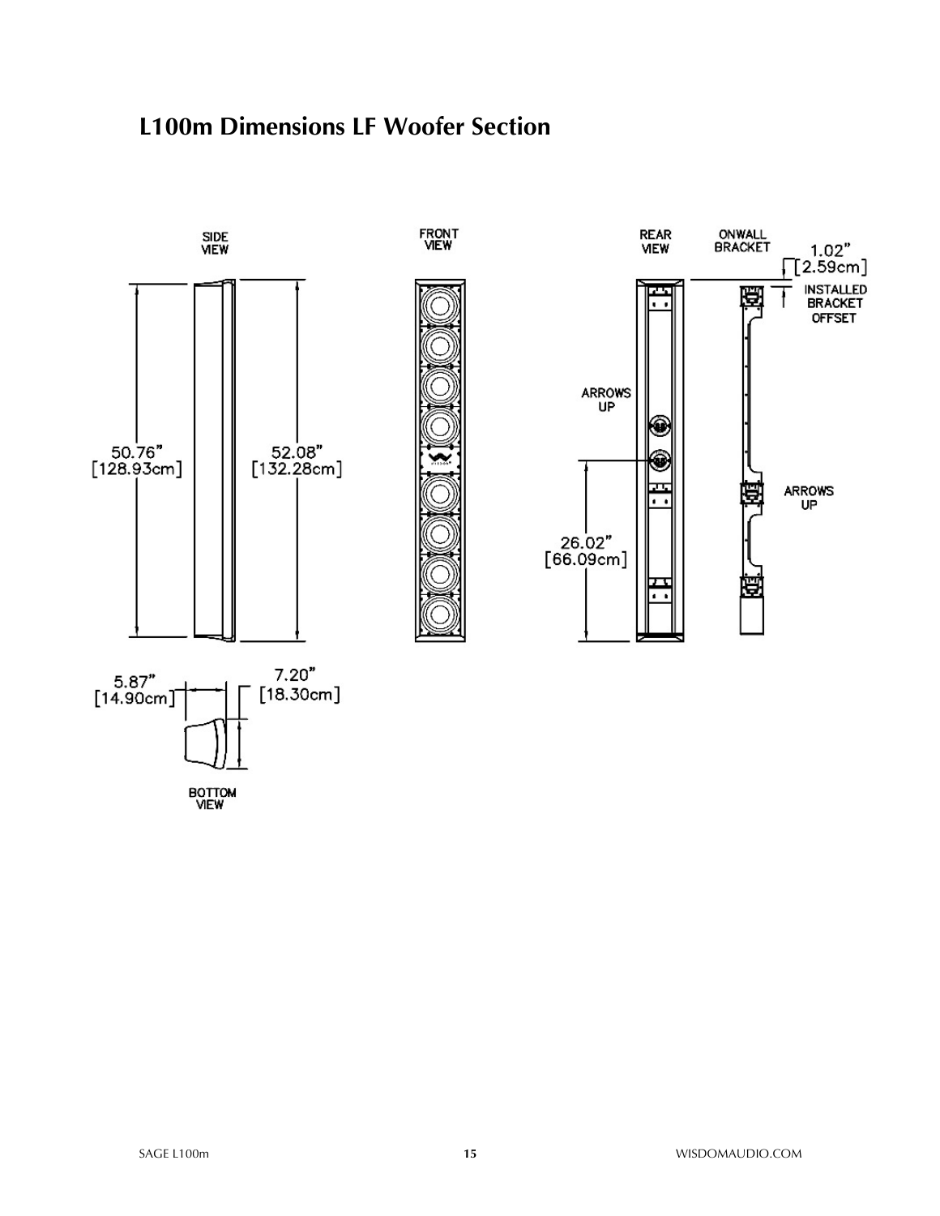# L100m Dimensions LF Woofer Section

SIDE VIEW

50.76" [128.93cm]

52.08" [132.28cm]

FRONT VIEW

REAR VIEW

ARROWS UP

26.02" [66.09cm]

ONWALL BRACKET

1.02" [2.59cm]

INSTALLED BRACKET OFFSET

ARROWS UP

5.87" [14.90cm]

7.20" [18.30cm]

BOTTOM VIEW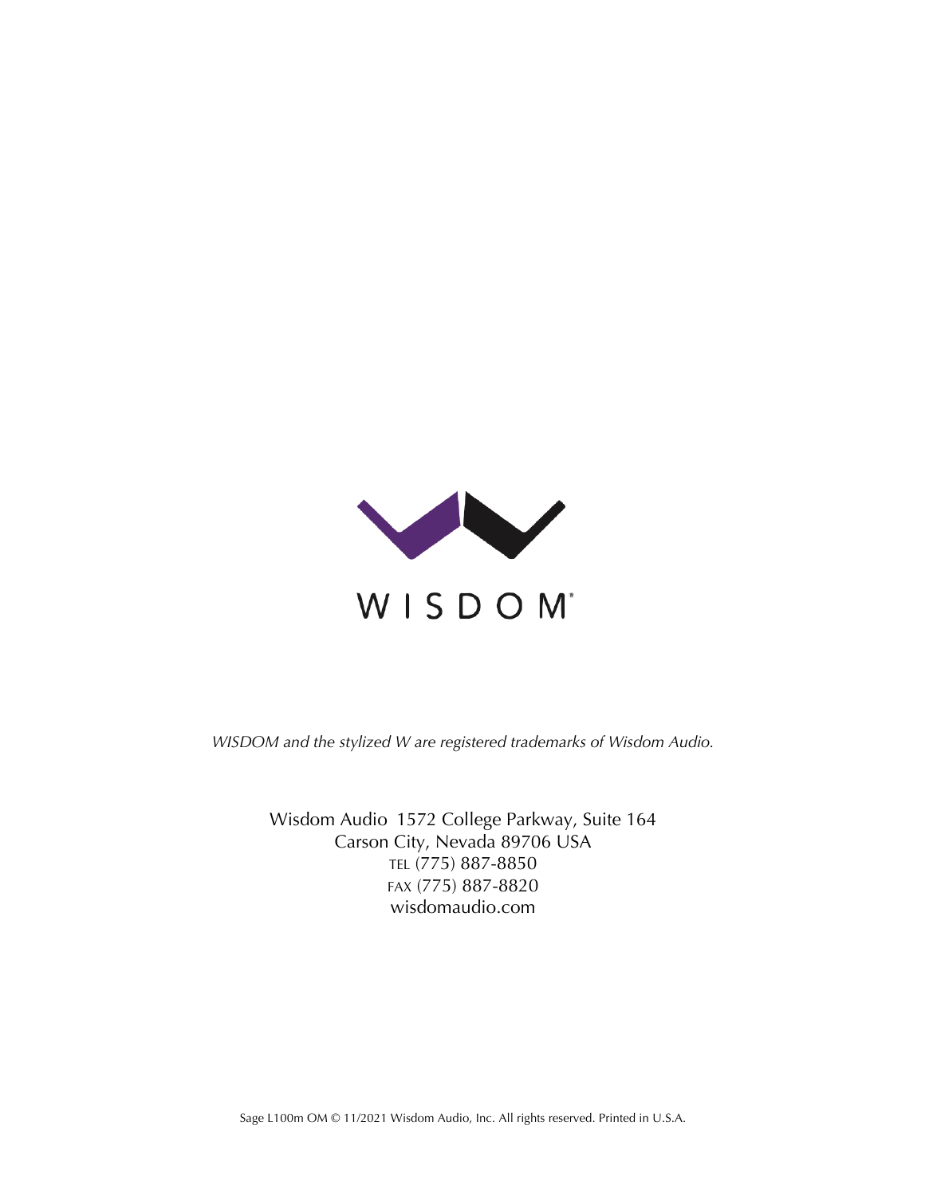WISDOM®

*WISDOM and the stylized W are registered trademarks of Wisdom Audio.*

Wisdom Audio  1572 College Parkway, Suite 164
Carson City, Nevada 89706 USA
TEL (775) 887-8850
FAX (775) 887-8820
wisdomaudio.com

Sage L100m OM © 11/2021 Wisdom Audio, Inc. All rights reserved. Printed in U.S.A.